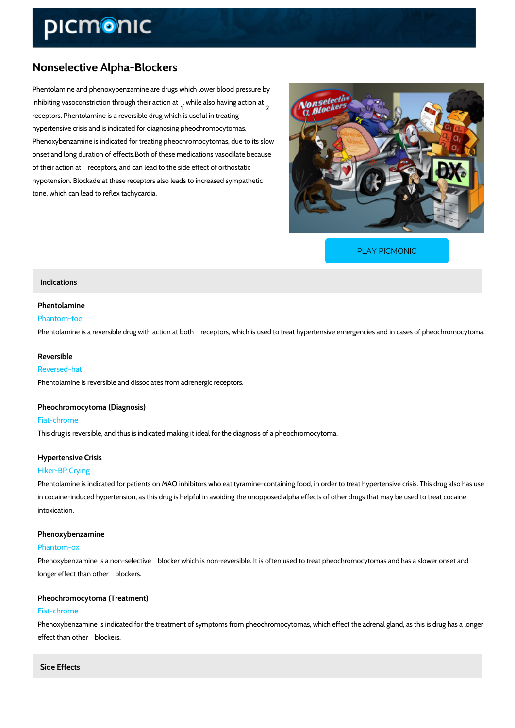# Nonselective Alpha-Blockers

Phentolamine and phenoxybenzamine are drugs which lower blood pressure by inhibiting vasoconstriction through their action at $_1$, while also having action at $_2$ receptors. Phentolamine is a reversible drug which is useful in treating hypertensive crisis and is indicated for diagnosing pheochromocytomas. Phenoxybenzamine is indicated for treating pheochromocytomas, due to its slow onset and long duration of effects.Both of these medications vasodilate because of their action at receptors, and can lead to the side effect of orthostatic hypotension. Blockade at these receptors also leads to increased sympathetic tone, which can lead to reflex tachycardia.

PLAY PICMONIC

## Indications

### Phentolamine

Phantom-toe

Phentolamine is a reversible drug with action at both receptors, which is used to treat hypertensive emergencies and in cases of pheochromocytoma.

### Reversible

Reversed-hat

Phentolamine is reversible and dissociates from adrenergic receptors.

### Pheochromocytoma (Diagnosis)

Fiat-chrome

This drug is reversible, and thus is indicated making it ideal for the diagnosis of a pheochromocytoma.

### Hypertensive Crisis

Hiker-BP Crying

Phentolamine is indicated for patients on MAO inhibitors who eat tyramine-containing food, in order to treat hypertensive crisis. This drug also has use in cocaine-induced hypertension, as this drug is helpful in avoiding the unopposed alpha effects of other drugs that may be used to treat cocaine intoxication.

### Phenoxybenzamine

Phantom-ox

Phenoxybenzamine is a non-selective blocker which is non-reversible. It is often used to treat pheochromocytomas and has a slower onset and longer effect than other blockers.

### Pheochromocytoma (Treatment)

Fiat-chrome

Phenoxybenzamine is indicated for the treatment of symptoms from pheochromocytomas, which effect the adrenal gland, as this is drug has a longer effect than other blockers.

## Side Effects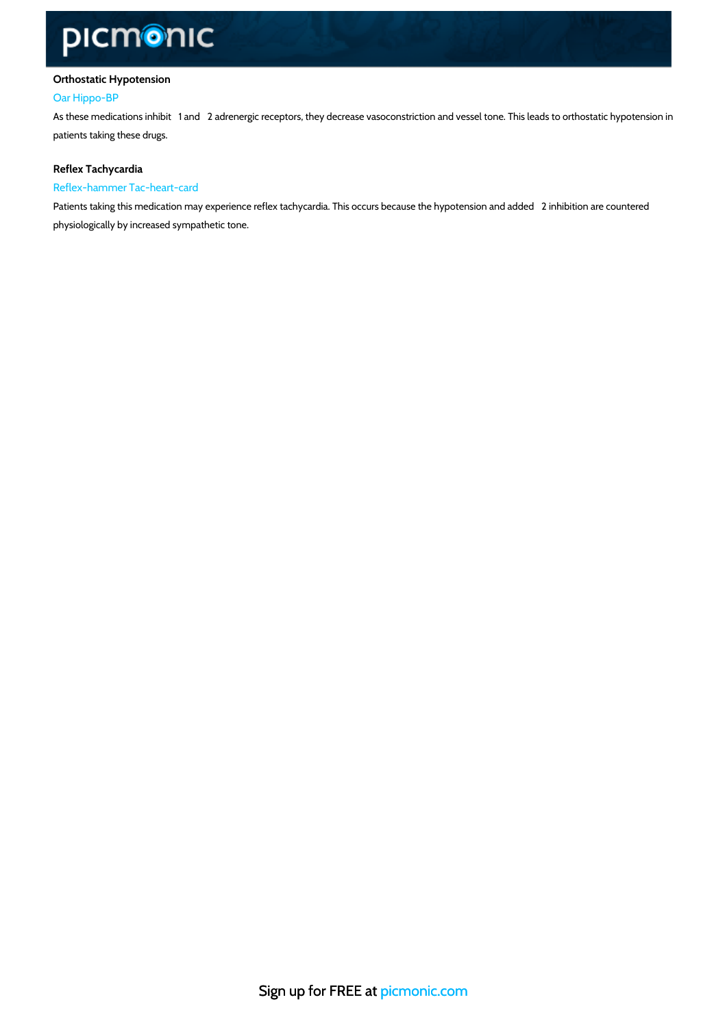**Orthostatic Hypotension**

Oar Hippo-BP

As these medications inhibit 1 and 2 adrenergic receptors, they decrease vasoconstriction and vessel tone. This leads to orthostatic hypotension in patients taking these drugs.

**Reflex Tachycardia**

Reflex-hammer Tac-heart-card

Patients taking this medication may experience reflex tachycardia. This occurs because the hypotension and added 2 inhibition are countered physiologically by increased sympathetic tone.